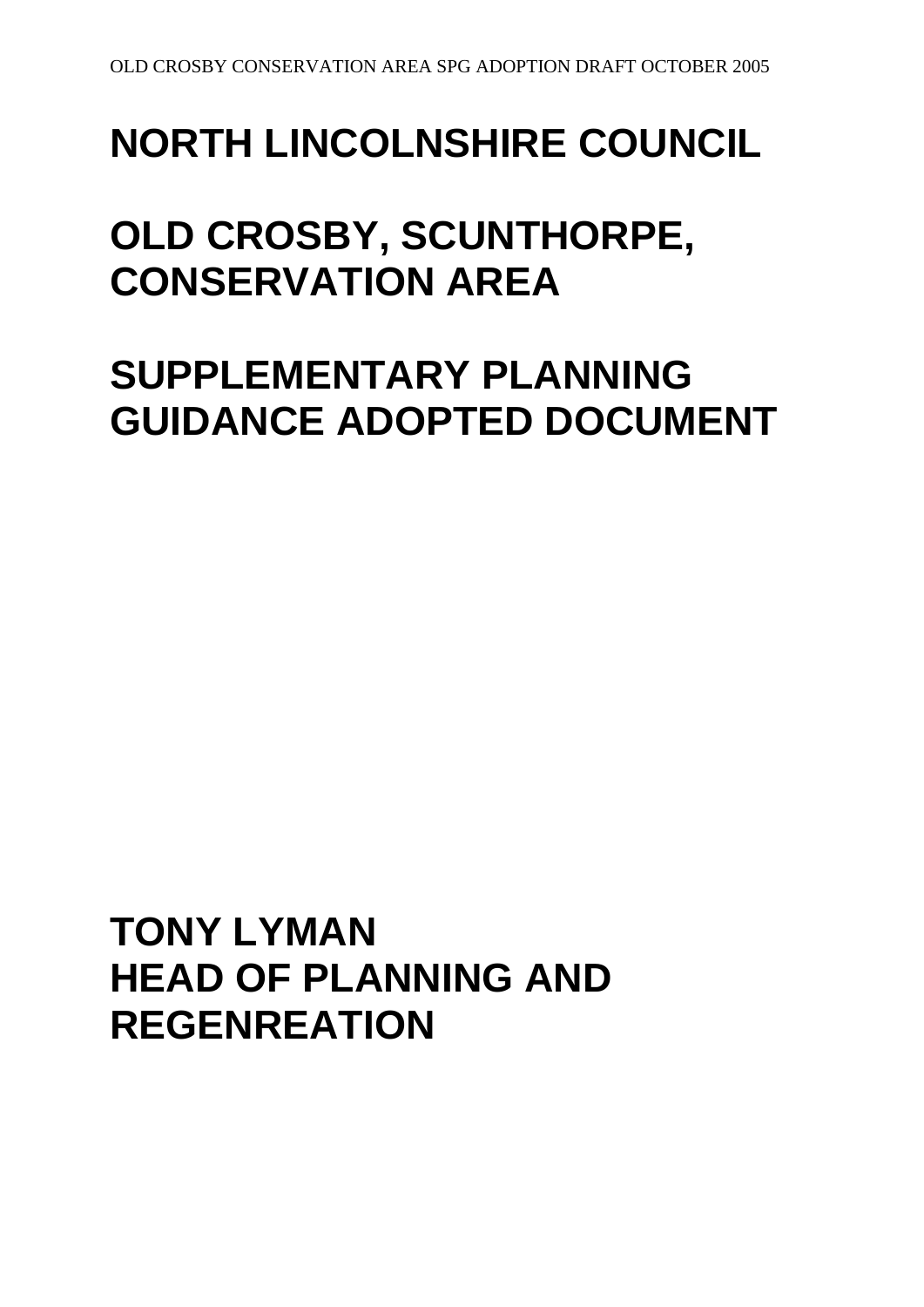# NORTH LINCOLNSHIRE COUNCIL

# OLD CROSBY, SCUNTHORPE, CONSERVATION AREA

# SUPPLEMENTARY PLANNING GUIDANCE ADOPTED DOCUMENT

**TONY LYMAN**
**HEAD OF PLANNING AND REGENREATION**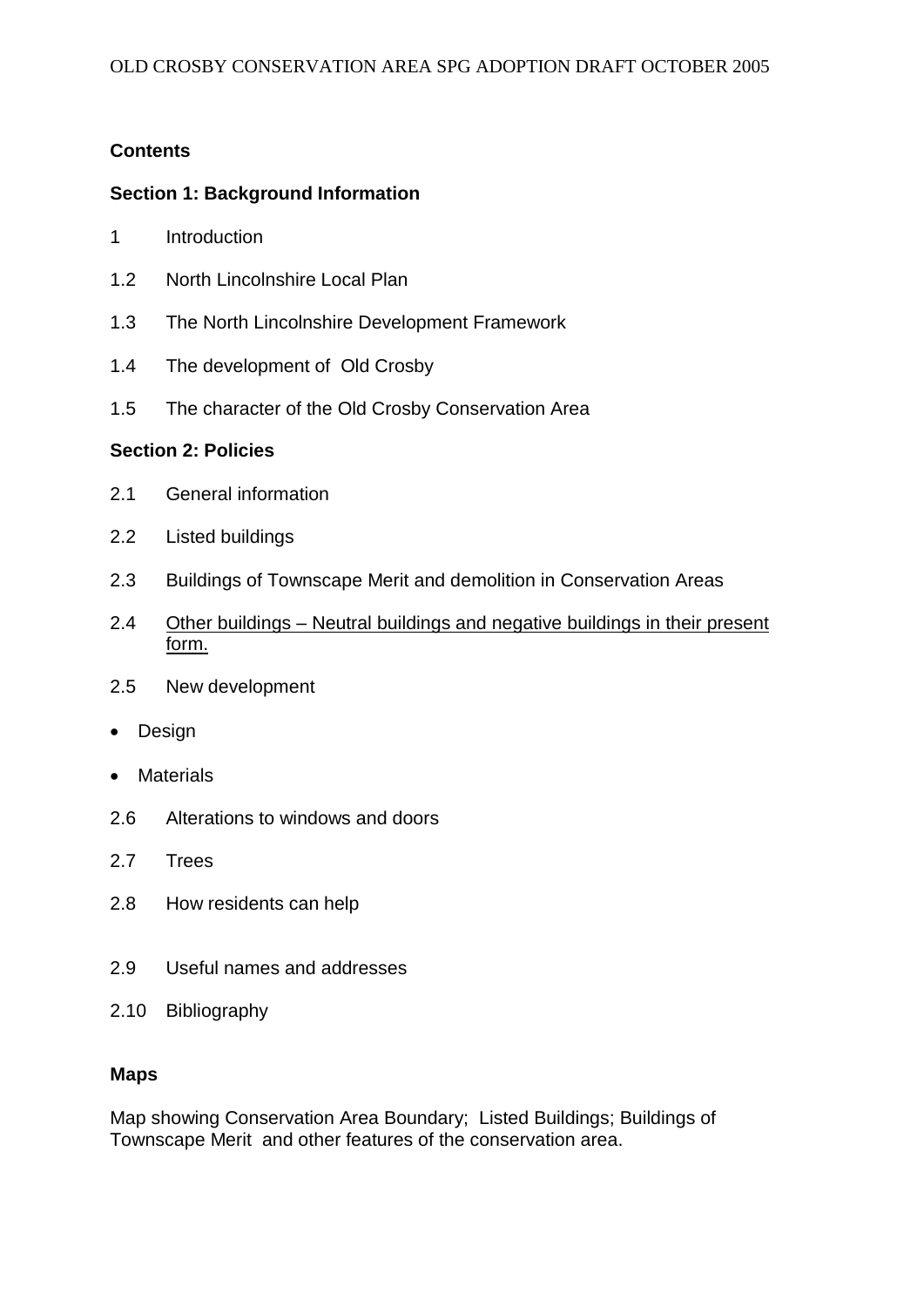**Contents**

**Section 1: Background Information**

1 Introduction

1.2 North Lincolnshire Local Plan

1.3 The North Lincolnshire Development Framework

1.4 The development of Old Crosby

1.5 The character of the Old Crosby Conservation Area

**Section 2: Policies**

2.1 General information

2.2 Listed buildings

2.3 Buildings of Townscape Merit and demolition in Conservation Areas

2.4 <u>Other buildings – Neutral buildings and negative buildings in their present form.</u>

2.5 New development

- Design
- Materials

2.6 Alterations to windows and doors

2.7 Trees

2.8 How residents can help

2.9 Useful names and addresses

2.10 Bibliography

**Maps**

Map showing Conservation Area Boundary; Listed Buildings; Buildings of Townscape Merit and other features of the conservation area.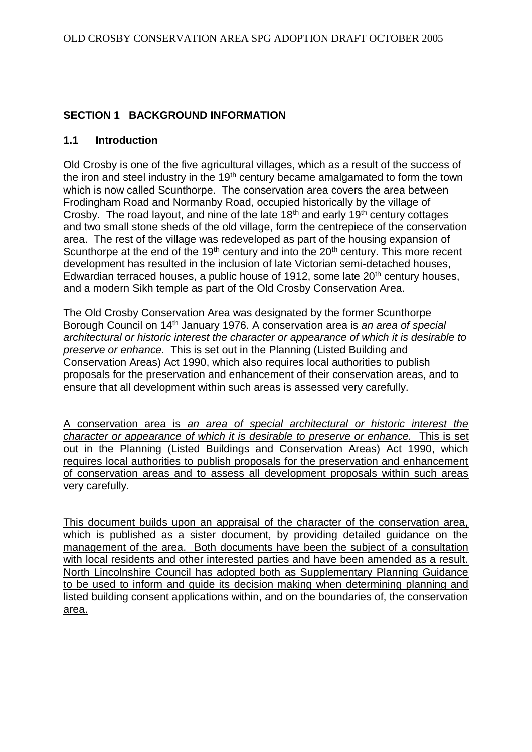## SECTION 1 BACKGROUND INFORMATION

### 1.1 Introduction

Old Crosby is one of the five agricultural villages, which as a result of the success of the iron and steel industry in the 19th century became amalgamated to form the town which is now called Scunthorpe. The conservation area covers the area between Frodingham Road and Normanby Road, occupied historically by the village of Crosby. The road layout, and nine of the late 18th and early 19th century cottages and two small stone sheds of the old village, form the centrepiece of the conservation area. The rest of the village was redeveloped as part of the housing expansion of Scunthorpe at the end of the 19th century and into the 20th century. This more recent development has resulted in the inclusion of late Victorian semi-detached houses, Edwardian terraced houses, a public house of 1912, some late 20th century houses, and a modern Sikh temple as part of the Old Crosby Conservation Area.

The Old Crosby Conservation Area was designated by the former Scunthorpe Borough Council on 14th January 1976. A conservation area is *an area of special architectural or historic interest the character or appearance of which it is desirable to preserve or enhance.* This is set out in the Planning (Listed Building and Conservation Areas) Act 1990, which also requires local authorities to publish proposals for the preservation and enhancement of their conservation areas, and to ensure that all development within such areas is assessed very carefully.

<u>A conservation area is *an area of special architectural or historic interest the character or appearance of which it is desirable to preserve or enhance.* This is set out in the Planning (Listed Buildings and Conservation Areas) Act 1990, which requires local authorities to publish proposals for the preservation and enhancement of conservation areas and to assess all development proposals within such areas very carefully.</u>

<u>This document builds upon an appraisal of the character of the conservation area, which is published as a sister document, by providing detailed guidance on the management of the area. Both documents have been the subject of a consultation with local residents and other interested parties and have been amended as a result. North Lincolnshire Council has adopted both as Supplementary Planning Guidance to be used to inform and guide its decision making when determining planning and listed building consent applications within, and on the boundaries of, the conservation area.</u>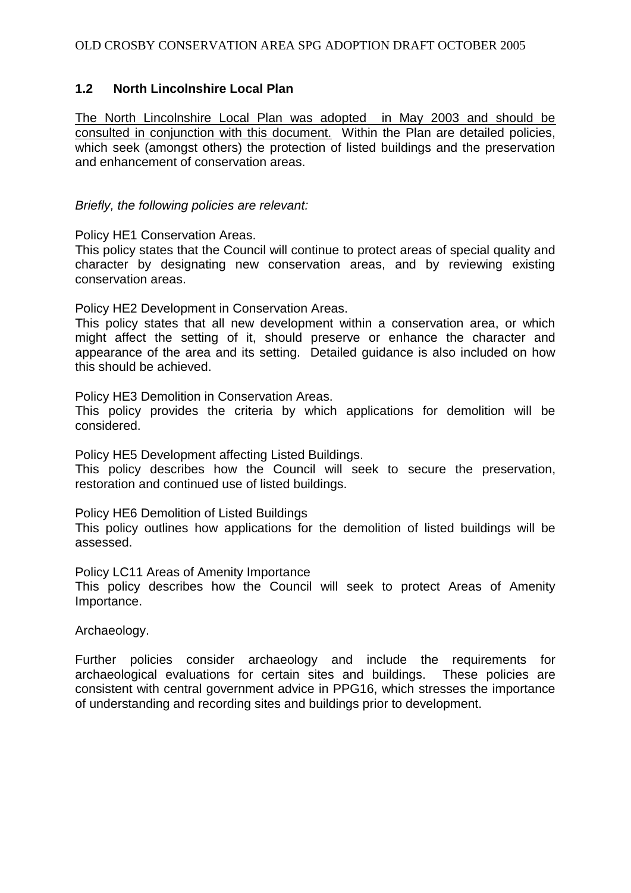## 1.2 North Lincolnshire Local Plan

<u>The North Lincolnshire Local Plan was adopted in May 2003 and should be consulted in conjunction with this document.</u> Within the Plan are detailed policies, which seek (amongst others) the protection of listed buildings and the preservation and enhancement of conservation areas.

*Briefly, the following policies are relevant:*

Policy HE1 Conservation Areas.
This policy states that the Council will continue to protect areas of special quality and character by designating new conservation areas, and by reviewing existing conservation areas.

Policy HE2 Development in Conservation Areas.
This policy states that all new development within a conservation area, or which might affect the setting of it, should preserve or enhance the character and appearance of the area and its setting. Detailed guidance is also included on how this should be achieved.

Policy HE3 Demolition in Conservation Areas.
This policy provides the criteria by which applications for demolition will be considered.

Policy HE5 Development affecting Listed Buildings.
This policy describes how the Council will seek to secure the preservation, restoration and continued use of listed buildings.

Policy HE6 Demolition of Listed Buildings
This policy outlines how applications for the demolition of listed buildings will be assessed.

Policy LC11 Areas of Amenity Importance
This policy describes how the Council will seek to protect Areas of Amenity Importance.

Archaeology.

Further policies consider archaeology and include the requirements for archaeological evaluations for certain sites and buildings. These policies are consistent with central government advice in PPG16, which stresses the importance of understanding and recording sites and buildings prior to development.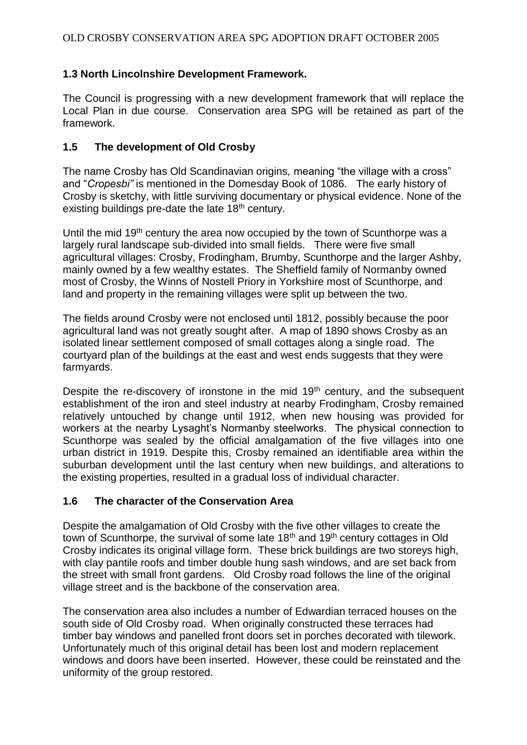### 1.3 North Lincolnshire Development Framework.

The Council is progressing with a new development framework that will replace the Local Plan in due course. Conservation area SPG will be retained as part of the framework.

### 1.5 The development of Old Crosby

The name Crosby has Old Scandinavian origins, meaning "the village with a cross" and "*Cropesbi"* is mentioned in the Domesday Book of 1086. The early history of Crosby is sketchy, with little surviving documentary or physical evidence. None of the existing buildings pre-date the late 18th century.

Until the mid 19th century the area now occupied by the town of Scunthorpe was a largely rural landscape sub-divided into small fields. There were five small agricultural villages: Crosby, Frodingham, Brumby, Scunthorpe and the larger Ashby, mainly owned by a few wealthy estates. The Sheffield family of Normanby owned most of Crosby, the Winns of Nostell Priory in Yorkshire most of Scunthorpe, and land and property in the remaining villages were split up between the two.

The fields around Crosby were not enclosed until 1812, possibly because the poor agricultural land was not greatly sought after. A map of 1890 shows Crosby as an isolated linear settlement composed of small cottages along a single road. The courtyard plan of the buildings at the east and west ends suggests that they were farmyards.

Despite the re-discovery of ironstone in the mid 19th century, and the subsequent establishment of the iron and steel industry at nearby Frodingham, Crosby remained relatively untouched by change until 1912, when new housing was provided for workers at the nearby Lysaght's Normanby steelworks. The physical connection to Scunthorpe was sealed by the official amalgamation of the five villages into one urban district in 1919. Despite this, Crosby remained an identifiable area within the suburban development until the last century when new buildings, and alterations to the existing properties, resulted in a gradual loss of individual character.

### 1.6 The character of the Conservation Area

Despite the amalgamation of Old Crosby with the five other villages to create the town of Scunthorpe, the survival of some late 18th and 19th century cottages in Old Crosby indicates its original village form. These brick buildings are two storeys high, with clay pantile roofs and timber double hung sash windows, and are set back from the street with small front gardens. Old Crosby road follows the line of the original village street and is the backbone of the conservation area.

The conservation area also includes a number of Edwardian terraced houses on the south side of Old Crosby road. When originally constructed these terraces had timber bay windows and panelled front doors set in porches decorated with tilework. Unfortunately much of this original detail has been lost and modern replacement windows and doors have been inserted. However, these could be reinstated and the uniformity of the group restored.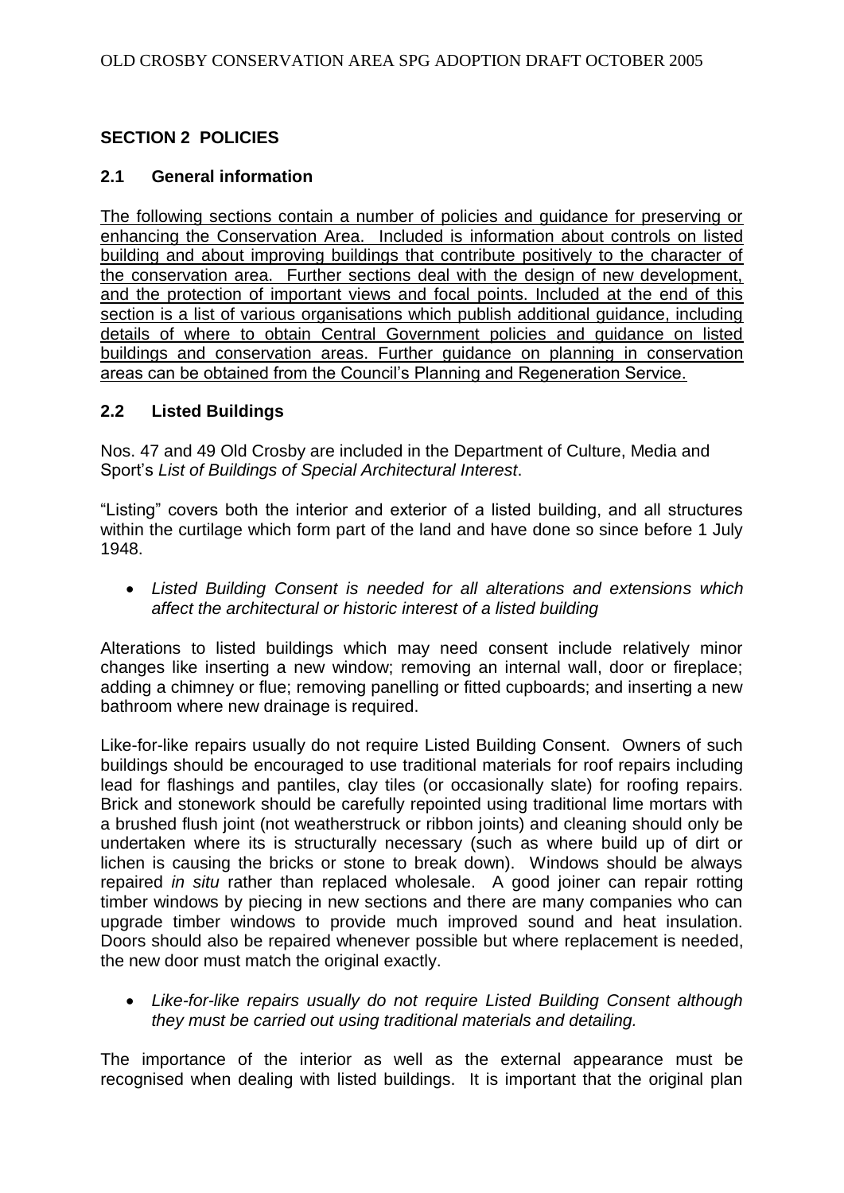## SECTION 2 POLICIES

### 2.1 General information

The following sections contain a number of policies and guidance for preserving or enhancing the Conservation Area. Included is information about controls on listed building and about improving buildings that contribute positively to the character of the conservation area. Further sections deal with the design of new development, and the protection of important views and focal points. Included at the end of this section is a list of various organisations which publish additional guidance, including details of where to obtain Central Government policies and guidance on listed buildings and conservation areas. Further guidance on planning in conservation areas can be obtained from the Council's Planning and Regeneration Service.

### 2.2 Listed Buildings

Nos. 47 and 49 Old Crosby are included in the Department of Culture, Media and Sport's *List of Buildings of Special Architectural Interest*.

"Listing" covers both the interior and exterior of a listed building, and all structures within the curtilage which form part of the land and have done so since before 1 July 1948.

- *Listed Building Consent is needed for all alterations and extensions which affect the architectural or historic interest of a listed building*

Alterations to listed buildings which may need consent include relatively minor changes like inserting a new window; removing an internal wall, door or fireplace; adding a chimney or flue; removing panelling or fitted cupboards; and inserting a new bathroom where new drainage is required.

Like-for-like repairs usually do not require Listed Building Consent. Owners of such buildings should be encouraged to use traditional materials for roof repairs including lead for flashings and pantiles, clay tiles (or occasionally slate) for roofing repairs. Brick and stonework should be carefully repointed using traditional lime mortars with a brushed flush joint (not weatherstruck or ribbon joints) and cleaning should only be undertaken where its is structurally necessary (such as where build up of dirt or lichen is causing the bricks or stone to break down). Windows should be always repaired *in situ* rather than replaced wholesale. A good joiner can repair rotting timber windows by piecing in new sections and there are many companies who can upgrade timber windows to provide much improved sound and heat insulation. Doors should also be repaired whenever possible but where replacement is needed, the new door must match the original exactly.

- *Like-for-like repairs usually do not require Listed Building Consent although they must be carried out using traditional materials and detailing.*

The importance of the interior as well as the external appearance must be recognised when dealing with listed buildings. It is important that the original plan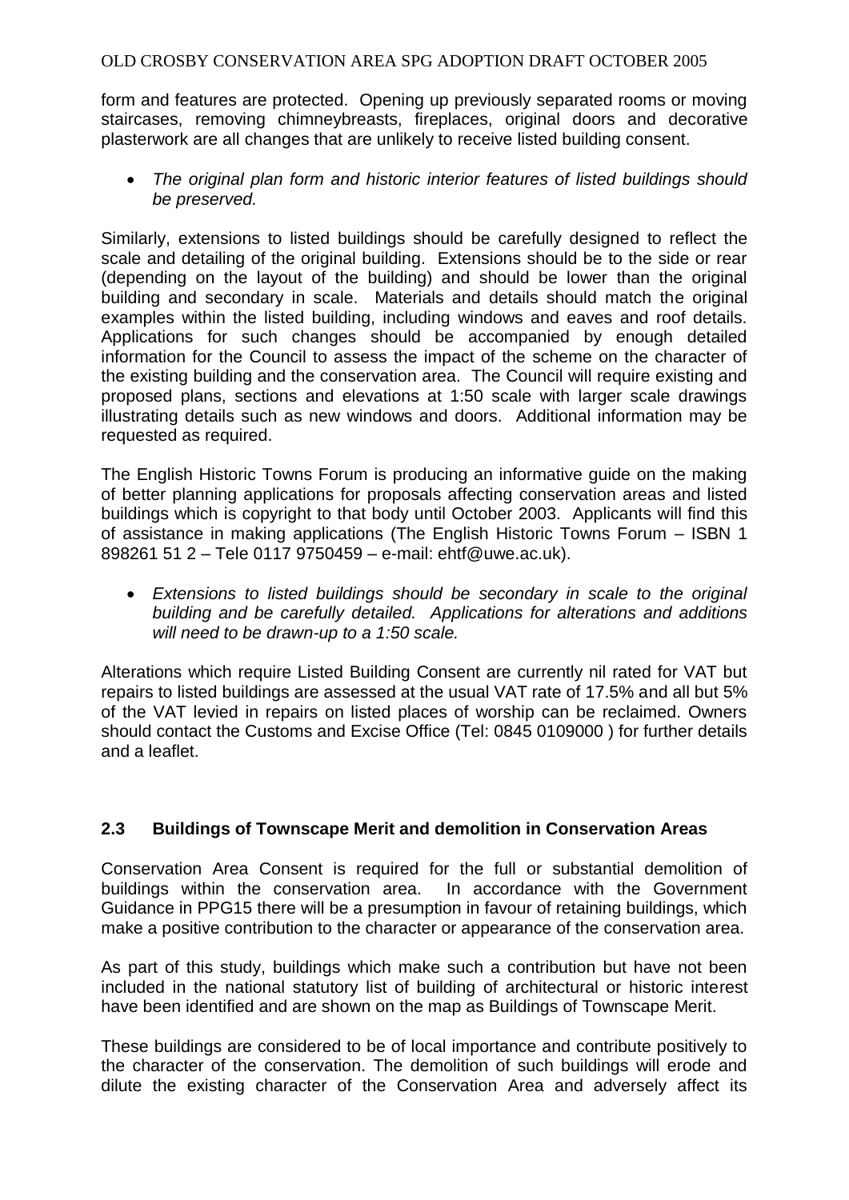form and features are protected. Opening up previously separated rooms or moving staircases, removing chimneybreasts, fireplaces, original doors and decorative plasterwork are all changes that are unlikely to receive listed building consent.

- *The original plan form and historic interior features of listed buildings should be preserved.*

Similarly, extensions to listed buildings should be carefully designed to reflect the scale and detailing of the original building. Extensions should be to the side or rear (depending on the layout of the building) and should be lower than the original building and secondary in scale. Materials and details should match the original examples within the listed building, including windows and eaves and roof details. Applications for such changes should be accompanied by enough detailed information for the Council to assess the impact of the scheme on the character of the existing building and the conservation area. The Council will require existing and proposed plans, sections and elevations at 1:50 scale with larger scale drawings illustrating details such as new windows and doors. Additional information may be requested as required.

The English Historic Towns Forum is producing an informative guide on the making of better planning applications for proposals affecting conservation areas and listed buildings which is copyright to that body until October 2003. Applicants will find this of assistance in making applications (The English Historic Towns Forum – ISBN 1 898261 51 2 – Tele 0117 9750459 – e-mail: ehtf@uwe.ac.uk).

- *Extensions to listed buildings should be secondary in scale to the original building and be carefully detailed. Applications for alterations and additions will need to be drawn-up to a 1:50 scale.*

Alterations which require Listed Building Consent are currently nil rated for VAT but repairs to listed buildings are assessed at the usual VAT rate of 17.5% and all but 5% of the VAT levied in repairs on listed places of worship can be reclaimed. Owners should contact the Customs and Excise Office (Tel: 0845 0109000 ) for further details and a leaflet.

## 2.3 Buildings of Townscape Merit and demolition in Conservation Areas

Conservation Area Consent is required for the full or substantial demolition of buildings within the conservation area. In accordance with the Government Guidance in PPG15 there will be a presumption in favour of retaining buildings, which make a positive contribution to the character or appearance of the conservation area.

As part of this study, buildings which make such a contribution but have not been included in the national statutory list of building of architectural or historic interest have been identified and are shown on the map as Buildings of Townscape Merit.

These buildings are considered to be of local importance and contribute positively to the character of the conservation. The demolition of such buildings will erode and dilute the existing character of the Conservation Area and adversely affect its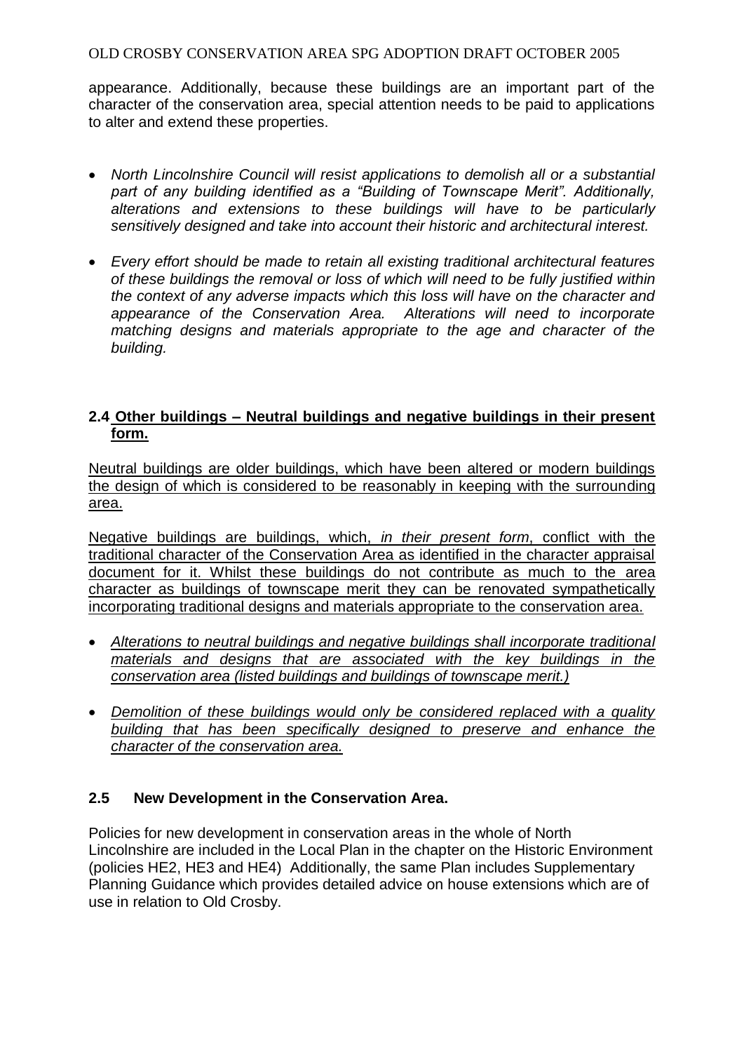appearance. Additionally, because these buildings are an important part of the character of the conservation area, special attention needs to be paid to applications to alter and extend these properties.

- *North Lincolnshire Council will resist applications to demolish all or a substantial part of any building identified as a "Building of Townscape Merit". Additionally, alterations and extensions to these buildings will have to be particularly sensitively designed and take into account their historic and architectural interest.*

- *Every effort should be made to retain all existing traditional architectural features of these buildings the removal or loss of which will need to be fully justified within the context of any adverse impacts which this loss will have on the character and appearance of the Conservation Area. Alterations will need to incorporate matching designs and materials appropriate to the age and character of the building.*

## 2.4 Other buildings – Neutral buildings and negative buildings in their present form.

Neutral buildings are older buildings, which have been altered or modern buildings the design of which is considered to be reasonably in keeping with the surrounding area.

Negative buildings are buildings, which, *in their present form*, conflict with the traditional character of the Conservation Area as identified in the character appraisal document for it. Whilst these buildings do not contribute as much to the area character as buildings of townscape merit they can be renovated sympathetically incorporating traditional designs and materials appropriate to the conservation area.

- *Alterations to neutral buildings and negative buildings shall incorporate traditional materials and designs that are associated with the key buildings in the conservation area (listed buildings and buildings of townscape merit.)*

- *Demolition of these buildings would only be considered replaced with a quality building that has been specifically designed to preserve and enhance the character of the conservation area.*

## 2.5 New Development in the Conservation Area.

Policies for new development in conservation areas in the whole of North Lincolnshire are included in the Local Plan in the chapter on the Historic Environment (policies HE2, HE3 and HE4) Additionally, the same Plan includes Supplementary Planning Guidance which provides detailed advice on house extensions which are of use in relation to Old Crosby.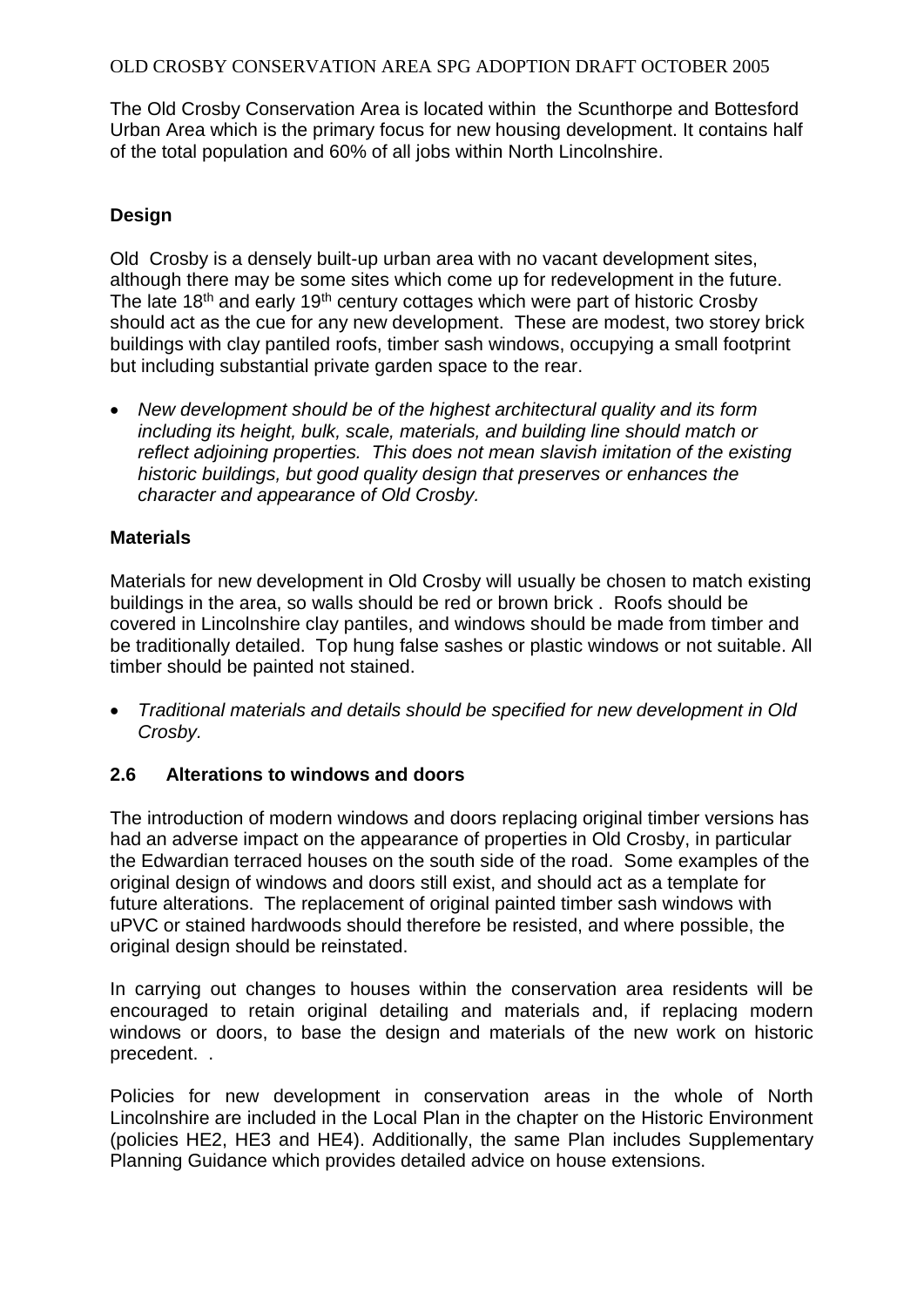The Old Crosby Conservation Area is located within the Scunthorpe and Bottesford Urban Area which is the primary focus for new housing development. It contains half of the total population and 60% of all jobs within North Lincolnshire.

**Design**

Old Crosby is a densely built-up urban area with no vacant development sites, although there may be some sites which come up for redevelopment in the future. The late 18th and early 19th century cottages which were part of historic Crosby should act as the cue for any new development. These are modest, two storey brick buildings with clay pantiled roofs, timber sash windows, occupying a small footprint but including substantial private garden space to the rear.

- *New development should be of the highest architectural quality and its form including its height, bulk, scale, materials, and building line should match or reflect adjoining properties. This does not mean slavish imitation of the existing historic buildings, but good quality design that preserves or enhances the character and appearance of Old Crosby.*

**Materials**

Materials for new development in Old Crosby will usually be chosen to match existing buildings in the area, so walls should be red or brown brick . Roofs should be covered in Lincolnshire clay pantiles, and windows should be made from timber and be traditionally detailed. Top hung false sashes or plastic windows or not suitable. All timber should be painted not stained.

- *Traditional materials and details should be specified for new development in Old Crosby.*

## 2.6 Alterations to windows and doors

The introduction of modern windows and doors replacing original timber versions has had an adverse impact on the appearance of properties in Old Crosby, in particular the Edwardian terraced houses on the south side of the road. Some examples of the original design of windows and doors still exist, and should act as a template for future alterations. The replacement of original painted timber sash windows with uPVC or stained hardwoods should therefore be resisted, and where possible, the original design should be reinstated.

In carrying out changes to houses within the conservation area residents will be encouraged to retain original detailing and materials and, if replacing modern windows or doors, to base the design and materials of the new work on historic precedent. .

Policies for new development in conservation areas in the whole of North Lincolnshire are included in the Local Plan in the chapter on the Historic Environment (policies HE2, HE3 and HE4). Additionally, the same Plan includes Supplementary Planning Guidance which provides detailed advice on house extensions.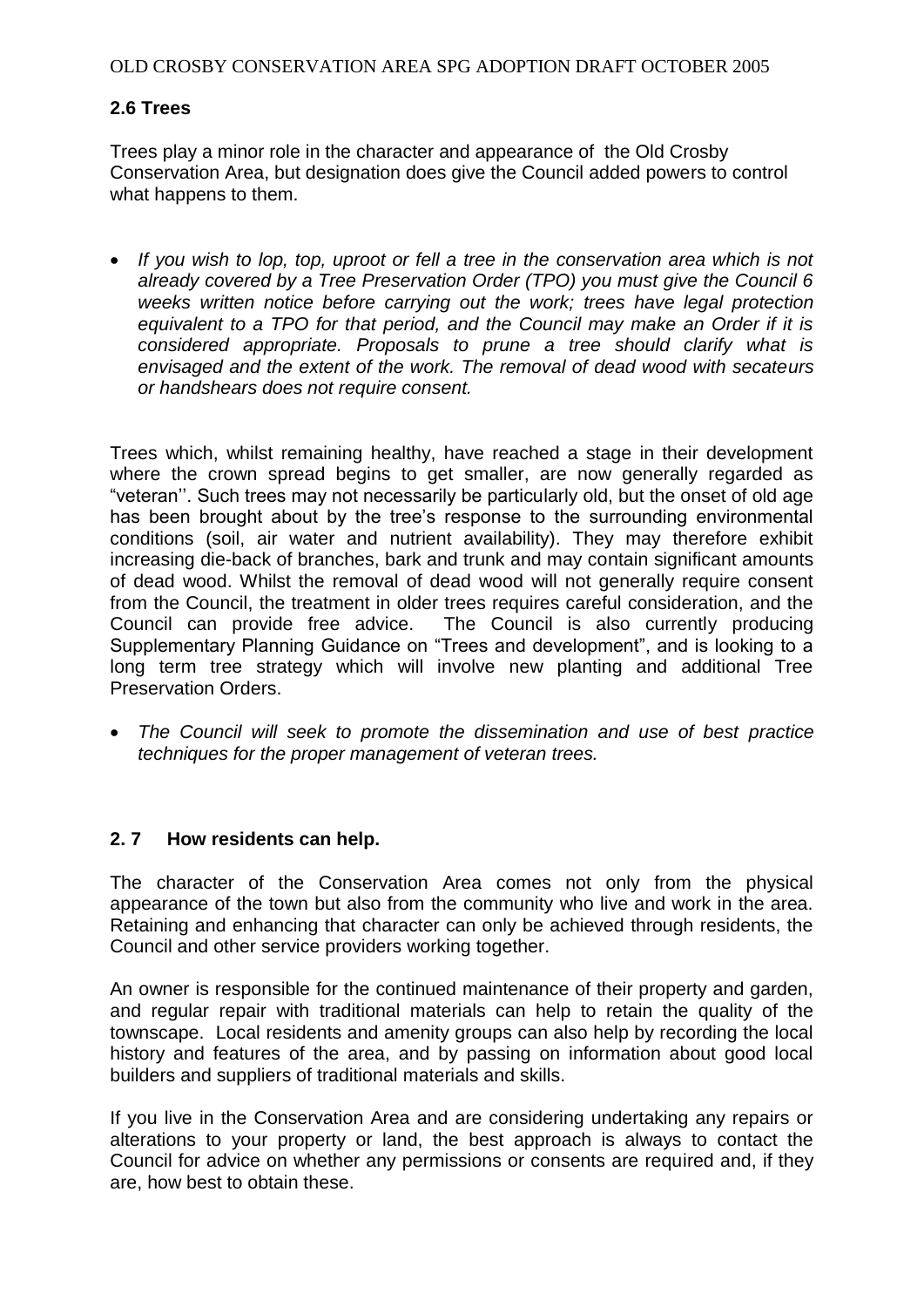## 2.6 Trees

Trees play a minor role in the character and appearance of the Old Crosby Conservation Area, but designation does give the Council added powers to control what happens to them.

- *If you wish to lop, top, uproot or fell a tree in the conservation area which is not already covered by a Tree Preservation Order (TPO) you must give the Council 6 weeks written notice before carrying out the work; trees have legal protection equivalent to a TPO for that period, and the Council may make an Order if it is considered appropriate. Proposals to prune a tree should clarify what is envisaged and the extent of the work. The removal of dead wood with secateurs or handshears does not require consent.*

Trees which, whilst remaining healthy, have reached a stage in their development where the crown spread begins to get smaller, are now generally regarded as "veteran''. Such trees may not necessarily be particularly old, but the onset of old age has been brought about by the tree's response to the surrounding environmental conditions (soil, air water and nutrient availability). They may therefore exhibit increasing die-back of branches, bark and trunk and may contain significant amounts of dead wood. Whilst the removal of dead wood will not generally require consent from the Council, the treatment in older trees requires careful consideration, and the Council can provide free advice. The Council is also currently producing Supplementary Planning Guidance on "Trees and development", and is looking to a long term tree strategy which will involve new planting and additional Tree Preservation Orders.

- *The Council will seek to promote the dissemination and use of best practice techniques for the proper management of veteran trees.*

## 2. 7 How residents can help.

The character of the Conservation Area comes not only from the physical appearance of the town but also from the community who live and work in the area. Retaining and enhancing that character can only be achieved through residents, the Council and other service providers working together.

An owner is responsible for the continued maintenance of their property and garden, and regular repair with traditional materials can help to retain the quality of the townscape. Local residents and amenity groups can also help by recording the local history and features of the area, and by passing on information about good local builders and suppliers of traditional materials and skills.

If you live in the Conservation Area and are considering undertaking any repairs or alterations to your property or land, the best approach is always to contact the Council for advice on whether any permissions or consents are required and, if they are, how best to obtain these.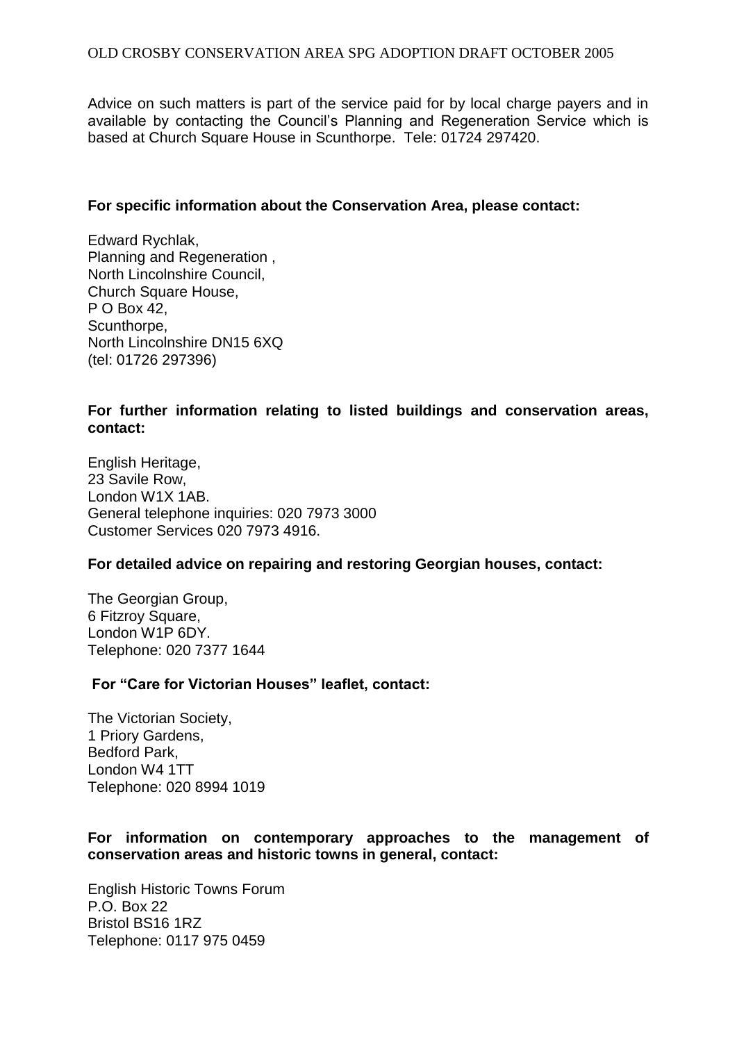Advice on such matters is part of the service paid for by local charge payers and in available by contacting the Council's Planning and Regeneration Service which is based at Church Square House in Scunthorpe. Tele: 01724 297420.

**For specific information about the Conservation Area, please contact:**

Edward Rychlak,
Planning and Regeneration ,
North Lincolnshire Council,
Church Square House,
P O Box 42,
Scunthorpe,
North Lincolnshire DN15 6XQ
(tel: 01726 297396)

**For further information relating to listed buildings and conservation areas, contact:**

English Heritage,
23 Savile Row,
London W1X 1AB.
General telephone inquiries: 020 7973 3000
Customer Services 020 7973 4916.

**For detailed advice on repairing and restoring Georgian houses, contact:**

The Georgian Group,
6 Fitzroy Square,
London W1P 6DY.
Telephone: 020 7377 1644

**For "Care for Victorian Houses" leaflet, contact:**

The Victorian Society,
1 Priory Gardens,
Bedford Park,
London W4 1TT
Telephone: 020 8994 1019

**For information on contemporary approaches to the management of conservation areas and historic towns in general, contact:**

English Historic Towns Forum
P.O. Box 22
Bristol BS16 1RZ
Telephone: 0117 975 0459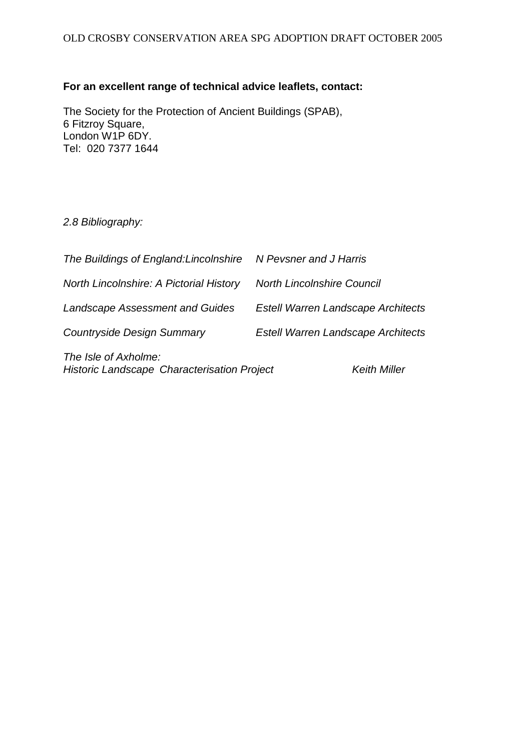**For an excellent range of technical advice leaflets, contact:**

The Society for the Protection of Ancient Buildings (SPAB),
6 Fitzroy Square,
London W1P 6DY.
Tel: 020 7377 1644

*2.8 Bibliography:*

| | |
|---|---|
| *The Buildings of England:Lincolnshire* | *N Pevsner and J Harris* |
| *North Lincolnshire: A Pictorial History* | *North Lincolnshire Council* |
| *Landscape Assessment and Guides* | *Estell Warren Landscape Architects* |
| *Countryside Design Summary* | *Estell Warren Landscape Architects* |
| *The Isle of Axholme: Historic Landscape Characterisation Project* | *Keith Miller* |